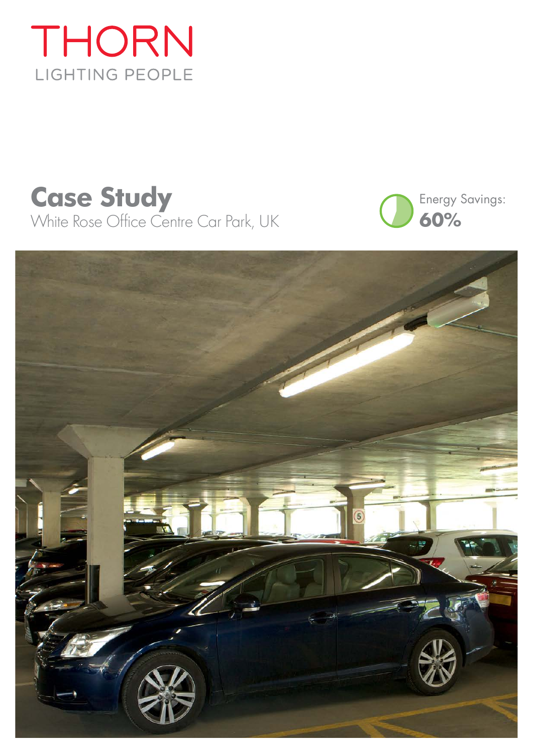THORN

LIGHTING PEOPLE

# Case Study

White Rose Office Centre Car Park, UK

Energy Savings:

**60%**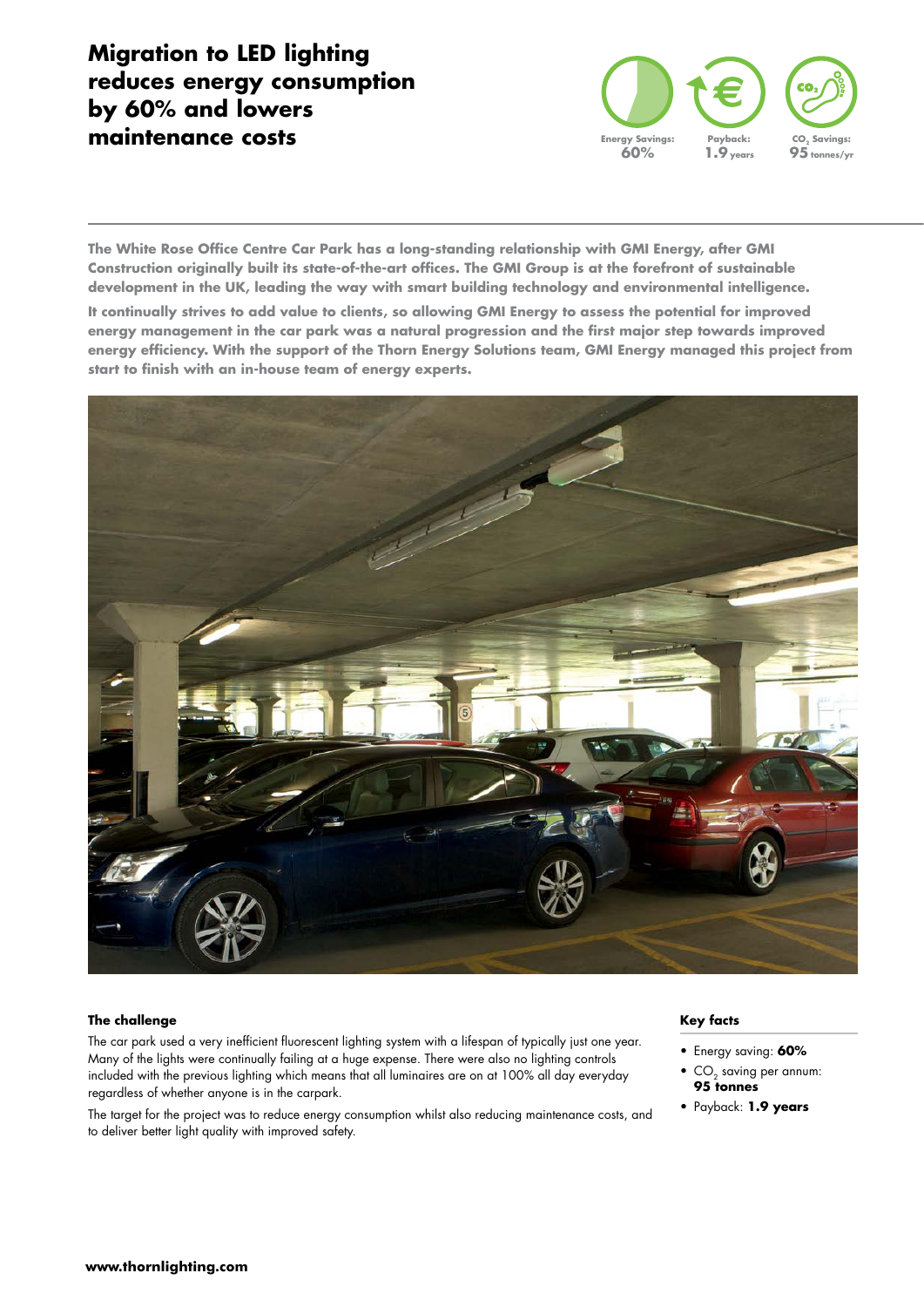# Migration to LED lighting reduces energy consumption by 60% and lowers maintenance costs

Energy Savings: **60%**

Payback: **1.9** years

$CO_2$ Savings: **95** tonnes/yr

**The White Rose Office Centre Car Park has a long-standing relationship with GMI Energy, after GMI Construction originally built its state-of-the-art offices. The GMI Group is at the forefront of sustainable development in the UK, leading the way with smart building technology and environmental intelligence.**

**It continually strives to add value to clients, so allowing GMI Energy to assess the potential for improved energy management in the car park was a natural progression and the first major step towards improved energy efficiency. With the support of the Thorn Energy Solutions team, GMI Energy managed this project from start to finish with an in-house team of energy experts.**

### The challenge

The car park used a very inefficient fluorescent lighting system with a lifespan of typically just one year. Many of the lights were continually failing at a huge expense. There were also no lighting controls included with the previous lighting which means that all luminaires are on at 100% all day everyday regardless of whether anyone is in the carpark.

The target for the project was to reduce energy consumption whilst also reducing maintenance costs, and to deliver better light quality with improved safety.

### Key facts

- Energy saving: **60%**
- $CO_2$ saving per annum: **95 tonnes**
- Payback: **1.9 years**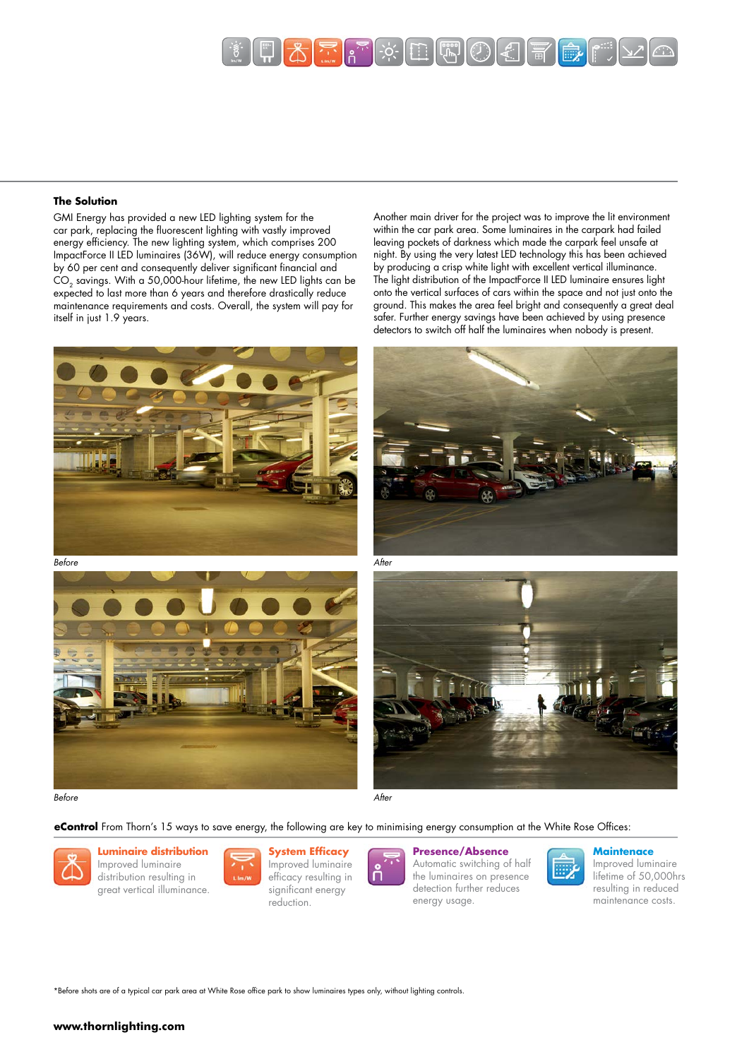## The Solution

GMI Energy has provided a new LED lighting system for the car park, replacing the fluorescent lighting with vastly improved energy efficiency. The new lighting system, which comprises 200 ImpactForce II LED luminaires (36W), will reduce energy consumption by 60 per cent and consequently deliver significant financial and $CO_2$ savings. With a 50,000-hour lifetime, the new LED lights can be expected to last more than 6 years and therefore drastically reduce maintenance requirements and costs. Overall, the system will pay for itself in just 1.9 years.

Another main driver for the project was to improve the lit environment within the car park area. Some luminaires in the carpark had failed leaving pockets of darkness which made the carpark feel unsafe at night. By using the very latest LED technology this has been achieved by producing a crisp white light with excellent vertical illuminance. The light distribution of the ImpactForce II LED luminaire ensures light onto the vertical surfaces of cars within the space and not just onto the ground. This makes the area feel bright and consequently a great deal safer. Further energy savings have been achieved by using presence detectors to switch off half the luminaires when nobody is present.

*Before*

*After*

*Before*

*After*

**eControl** From Thorn's 15 ways to save energy, the following are key to minimising energy consumption at the White Rose Offices:

**Luminaire distribution**
Improved luminaire distribution resulting in great vertical illuminance.

**System Efficacy**
Improved luminaire efficacy resulting in significant energy reduction.

**Presence/Absence**
Automatic switching of half the luminaires on presence detection further reduces energy usage.

**Maintenace**
Improved luminaire lifetime of 50,000hrs resulting in reduced maintenance costs.

*Before shots are of a typical car park area at White Rose office park to show luminaires types only, without lighting controls.

**www.thornlighting.com**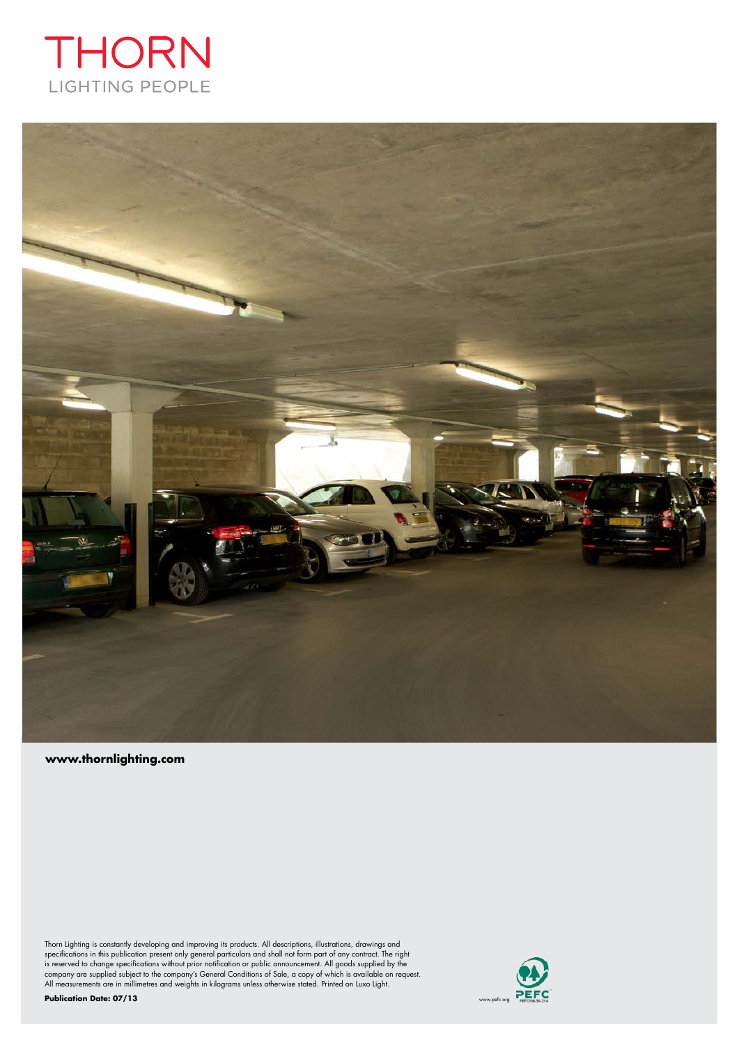THORN

LIGHTING PEOPLE

**www.thornlighting.com**

Thorn Lighting is constantly developing and improving its products. All descriptions, illustrations, drawings and specifications in this publication present only general particulars and shall not form part of any contract. The right is reserved to change specifications without prior notification or public announcement. All goods supplied by the company are supplied subject to the company's General Conditions of Sale, a copy of which is available on request. All measurements are in millimetres and weights in kilograms unless otherwise stated. Printed on Luxo Light.

**Publication Date: 07/13**

www.pefc.org PEFC PEFC/08-36-214